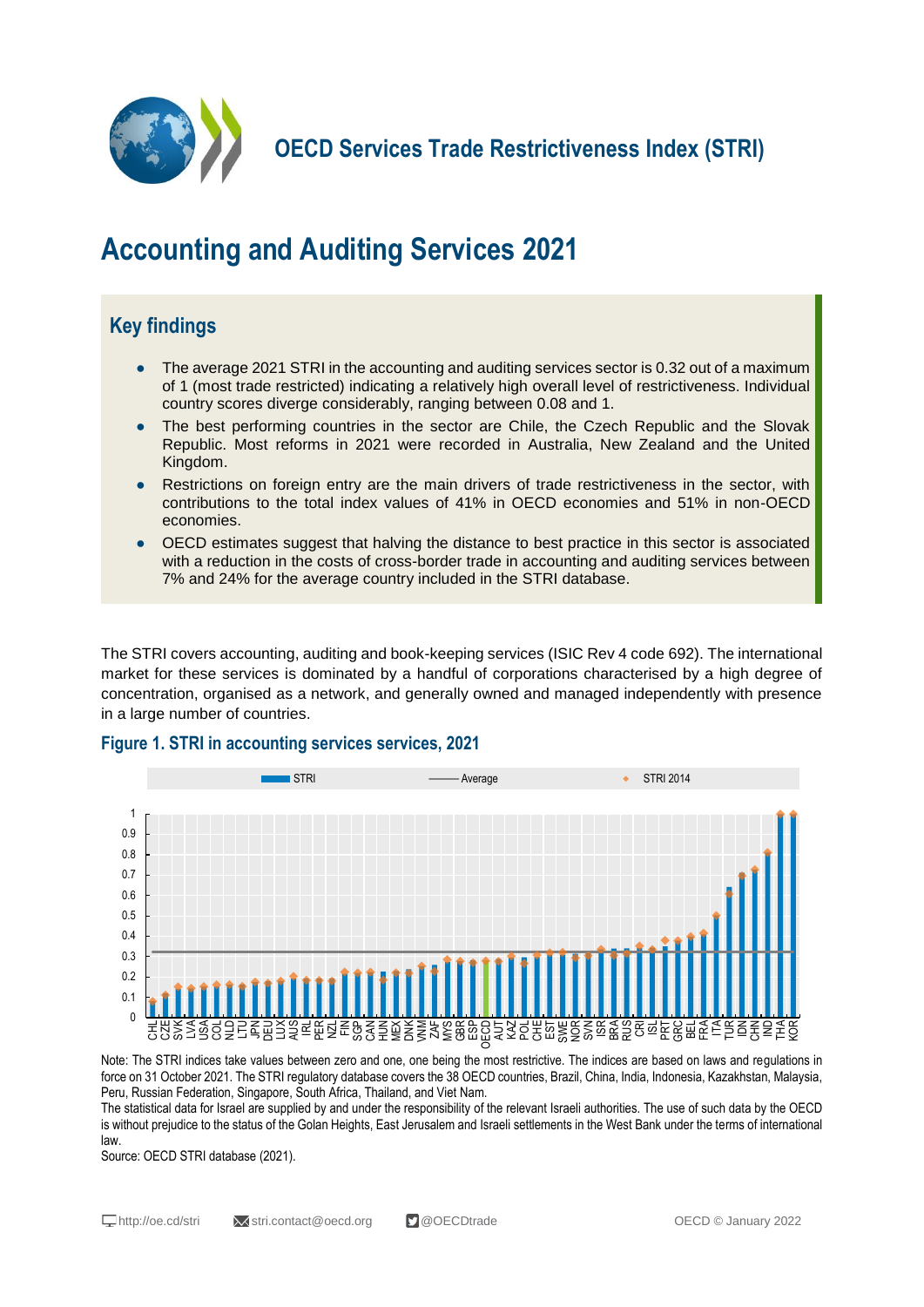# OECD Services Trade Restrictiveness Index (STRI)

## Accounting and Auditing Services 2021

### Key findings

- The average 2021 STRI in the accounting and auditing services sector is 0.32 out of a maximum of 1 (most trade restricted) indicating a relatively high overall level of restrictiveness. Individual country scores diverge considerably, ranging between 0.08 and 1.
- The best performing countries in the sector are Chile, the Czech Republic and the Slovak Republic. Most reforms in 2021 were recorded in Australia, New Zealand and the United Kingdom.
- Restrictions on foreign entry are the main drivers of trade restrictiveness in the sector, with contributions to the total index values of 41% in OECD economies and 51% in non-OECD economies.
- OECD estimates suggest that halving the distance to best practice in this sector is associated with a reduction in the costs of cross-border trade in accounting and auditing services between 7% and 24% for the average country included in the STRI database.

The STRI covers accounting, auditing and book-keeping services (ISIC Rev 4 code 692). The international market for these services is dominated by a handful of corporations characterised by a high degree of concentration, organised as a network, and generally owned and managed independently with presence in a large number of countries.

**Figure 1. STRI in accounting services services, 2021**

Note: The STRI indices take values between zero and one, one being the most restrictive. The indices are based on laws and regulations in force on 31 October 2021. The STRI regulatory database covers the 38 OECD countries, Brazil, China, India, Indonesia, Kazakhstan, Malaysia, Peru, Russian Federation, Singapore, South Africa, Thailand, and Viet Nam.

The statistical data for Israel are supplied by and under the responsibility of the relevant Israeli authorities. The use of such data by the OECD is without prejudice to the status of the Golan Heights, East Jerusalem and Israeli settlements in the West Bank under the terms of international law.

Source: OECD STRI database (2021).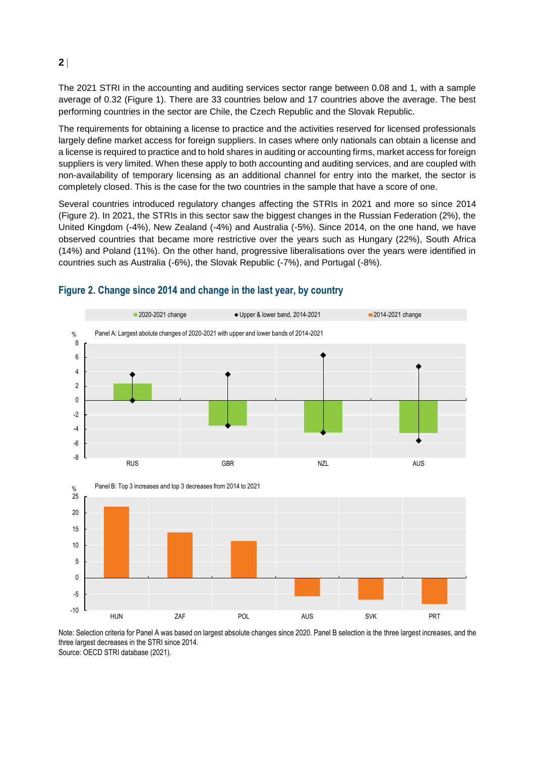The 2021 STRI in the accounting and auditing services sector range between 0.08 and 1, with a sample average of 0.32 (Figure 1). There are 33 countries below and 17 countries above the average. The best performing countries in the sector are Chile, the Czech Republic and the Slovak Republic.

The requirements for obtaining a license to practice and the activities reserved for licensed professionals largely define market access for foreign suppliers. In cases where only nationals can obtain a license and a license is required to practice and to hold shares in auditing or accounting firms, market access for foreign suppliers is very limited. When these apply to both accounting and auditing services, and are coupled with non-availability of temporary licensing as an additional channel for entry into the market, the sector is completely closed. This is the case for the two countries in the sample that have a score of one.

Several countries introduced regulatory changes affecting the STRIs in 2021 and more so since 2014 (Figure 2). In 2021, the STRIs in this sector saw the biggest changes in the Russian Federation (2%), the United Kingdom (-4%), New Zealand (-4%) and Australia (-5%). Since 2014, on the one hand, we have observed countries that became more restrictive over the years such as Hungary (22%), South Africa (14%) and Poland (11%). On the other hand, progressive liberalisations over the years were identified in countries such as Australia (-6%), the Slovak Republic (-7%), and Portugal (-8%).

## Figure 2. Change since 2014 and change in the last year, by country

Legend: 2020-2021 change; Upper & lower band, 2014-2021; 2014-2021 change

Panel A: Largest abolute changes of 2020-2021 with upper and lower bands of 2014-2021

Panel B: Top 3 increases and top 3 decreases from 2014 to 2021

Note: Selection criteria for Panel A was based on largest absolute changes since 2020. Panel B selection is the three largest increases, and the three largest decreases in the STRI since 2014.

Source: OECD STRI database (2021).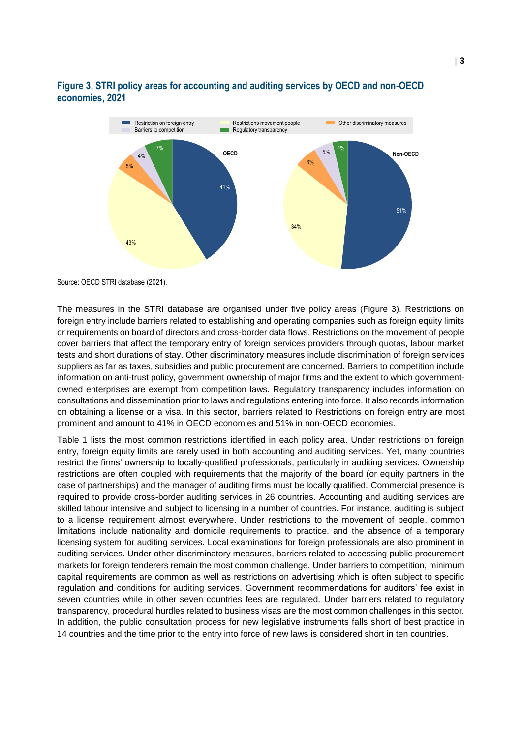**Figure 3. STRI policy areas for accounting and auditing services by OECD and non-OECD economies, 2021**

Source: OECD STRI database (2021).

The measures in the STRI database are organised under five policy areas (Figure 3). Restrictions on foreign entry include barriers related to establishing and operating companies such as foreign equity limits or requirements on board of directors and cross-border data flows. Restrictions on the movement of people cover barriers that affect the temporary entry of foreign services providers through quotas, labour market tests and short durations of stay. Other discriminatory measures include discrimination of foreign services suppliers as far as taxes, subsidies and public procurement are concerned. Barriers to competition include information on anti-trust policy, government ownership of major firms and the extent to which government-owned enterprises are exempt from competition laws. Regulatory transparency includes information on consultations and dissemination prior to laws and regulations entering into force. It also records information on obtaining a license or a visa. In this sector, barriers related to Restrictions on foreign entry are most prominent and amount to 41% in OECD economies and 51% in non-OECD economies.

Table 1 lists the most common restrictions identified in each policy area. Under restrictions on foreign entry, foreign equity limits are rarely used in both accounting and auditing services. Yet, many countries restrict the firms' ownership to locally-qualified professionals, particularly in auditing services. Ownership restrictions are often coupled with requirements that the majority of the board (or equity partners in the case of partnerships) and the manager of auditing firms must be locally qualified. Commercial presence is required to provide cross-border auditing services in 26 countries. Accounting and auditing services are skilled labour intensive and subject to licensing in a number of countries. For instance, auditing is subject to a license requirement almost everywhere. Under restrictions to the movement of people, common limitations include nationality and domicile requirements to practice, and the absence of a temporary licensing system for auditing services. Local examinations for foreign professionals are also prominent in auditing services. Under other discriminatory measures, barriers related to accessing public procurement markets for foreign tenderers remain the most common challenge. Under barriers to competition, minimum capital requirements are common as well as restrictions on advertising which is often subject to specific regulation and conditions for auditing services. Government recommendations for auditors' fee exist in seven countries while in other seven countries fees are regulated. Under barriers related to regulatory transparency, procedural hurdles related to business visas are the most common challenges in this sector. In addition, the public consultation process for new legislative instruments falls short of best practice in 14 countries and the time prior to the entry into force of new laws is considered short in ten countries.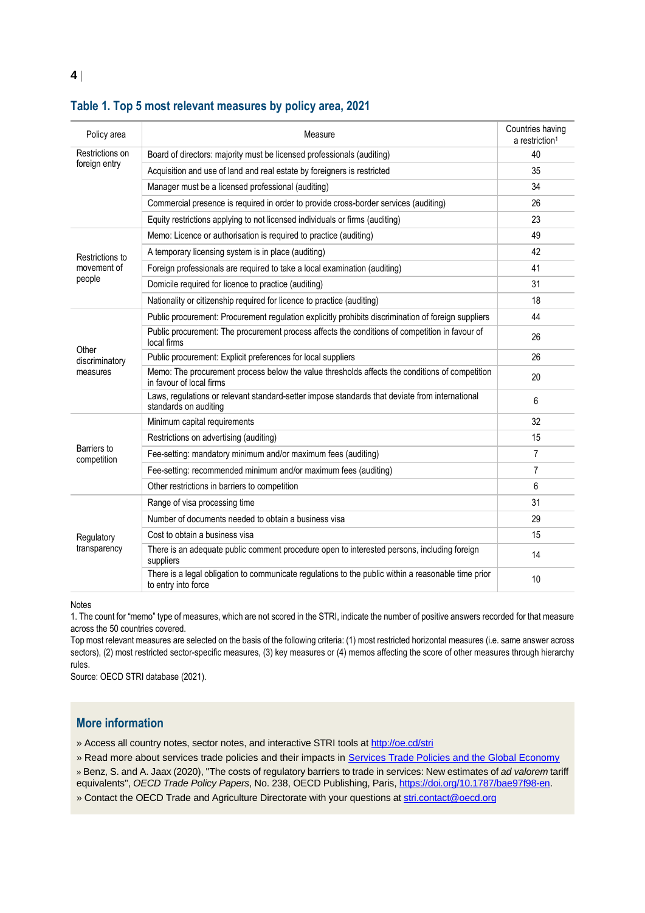## Table 1. Top 5 most relevant measures by policy area, 2021

| Policy area | Measure | Countries having a restriction[1] |
|---|---|---|
| Restrictions on foreign entry | Board of directors: majority must be licensed professionals (auditing) | 40 |
| | Acquisition and use of land and real estate by foreigners is restricted | 35 |
| | Manager must be a licensed professional (auditing) | 34 |
| | Commercial presence is required in order to provide cross-border services (auditing) | 26 |
| | Equity restrictions applying to not licensed individuals or firms (auditing) | 23 |
| Restrictions to movement of people | Memo: Licence or authorisation is required to practice (auditing) | 49 |
| | A temporary licensing system is in place (auditing) | 42 |
| | Foreign professionals are required to take a local examination (auditing) | 41 |
| | Domicile required for licence to practice (auditing) | 31 |
| | Nationality or citizenship required for licence to practice (auditing) | 18 |
| Other discriminatory measures | Public procurement: Procurement regulation explicitly prohibits discrimination of foreign suppliers | 44 |
| | Public procurement: The procurement process affects the conditions of competition in favour of local firms | 26 |
| | Public procurement: Explicit preferences for local suppliers | 26 |
| | Memo: The procurement process below the value thresholds affects the conditions of competition in favour of local firms | 20 |
| | Laws, regulations or relevant standard-setter impose standards that deviate from international standards on auditing | 6 |
| Barriers to competition | Minimum capital requirements | 32 |
| | Restrictions on advertising (auditing) | 15 |
| | Fee-setting: mandatory minimum and/or maximum fees (auditing) | 7 |
| | Fee-setting: recommended minimum and/or maximum fees (auditing) | 7 |
| | Other restrictions in barriers to competition | 6 |
| Regulatory transparency | Range of visa processing time | 31 |
| | Number of documents needed to obtain a business visa | 29 |
| | Cost to obtain a business visa | 15 |
| | There is an adequate public comment procedure open to interested persons, including foreign suppliers | 14 |
| | There is a legal obligation to communicate regulations to the public within a reasonable time prior to entry into force | 10 |

Notes

1. The count for "memo" type of measures, which are not scored in the STRI, indicate the number of positive answers recorded for that measure across the 50 countries covered.

Top most relevant measures are selected on the basis of the following criteria: (1) most restricted horizontal measures (i.e. same answer across sectors), (2) most restricted sector-specific measures, (3) key measures or (4) memos affecting the score of other measures through hierarchy rules.

Source: OECD STRI database (2021).

## More information

» Access all country notes, sector notes, and interactive STRI tools at http://oe.cd/stri

» Read more about services trade policies and their impacts in Services Trade Policies and the Global Economy

» Benz, S. and A. Jaax (2020), "The costs of regulatory barriers to trade in services: New estimates of *ad valorem* tariff equivalents", *OECD Trade Policy Papers*, No. 238, OECD Publishing, Paris, https://doi.org/10.1787/bae97f98-en.

» Contact the OECD Trade and Agriculture Directorate with your questions at stri.contact@oecd.org